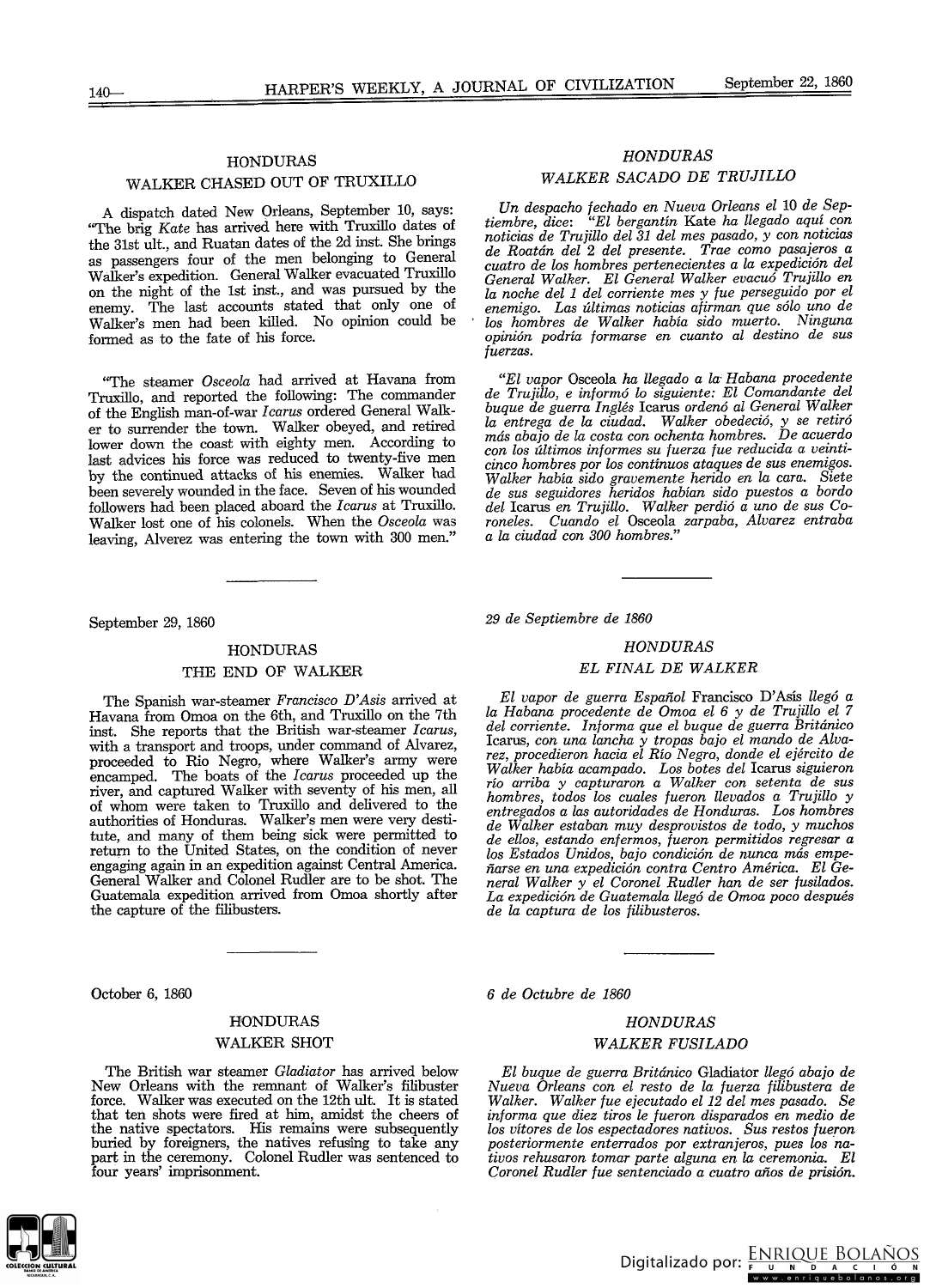## HONDURAS

### WALKER CHASED OUT OF TRUXILLO

A dispatch dated New Orleans, September 10, says: "The brig *Kate* has arrived here with Truxillo dates of the 31st ult., and Ruatan dates of the 2d inst. She brings as passengers four of the men belonging to General Walker's expedition. General Walker evacuated Truxillo on the night of the 1st inst., and was pursued by the enemy. The last accounts stated that only one of Walker's men had been killed. No opinion could be formed as to the fate of his force.

"The steamer *Osceola* had arrived at Havana from Truxillo, and reported the following: The commander of the English man-of-war *Icarus* ordered General Walker to surrender the town. Walker obeyed, and retired lower down the coast with eighty men. According to last advices his force was reduced to twenty-five men by the continued attacks of his enemies. Walker had been severely wounded in the face. Seven of his wounded followers had been placed aboard the *Icarus* at Truxillo. Walker lost one of his colonels. When the *Osceola* was leaving, Alverez was entering the town with 300 men."

## *HONDURAS*

### *WALKER SACADO DE TRUJILLO*

*Un despacho fechado en Nueva Orleans el* 10 *de Septiembre, dice: "El bergantín* Kate *ha llegado aquí con noticias de Trujillo del 31 del mes pasado, y con noticias de Roatán del 2 del presente. Trae como pasajeros a cuatro de los hombres pertenecientes a la expedición del General Walker. El General Walker evacuó Trujillo en la noche del 1 del corriente mes y fue perseguido por el enemigo. Las últimas noticias afirman que sólo uno de los hombres de Walker había sido muerto. Ninguna opinión podría formarse en cuanto al destino de sus fuerzas.*

*"El vapor* Osceola *ha llegado a la Habana procedente de Trujillo, e informó lo siguiente: El Comandante del buque de guerra Inglés* Icarus *ordenó al General Walker la entrega de la ciudad. Walker obedeció, y se retiró más abajo de la costa con ochenta hombres. De acuerdo con los últimos informes su fuerza fue reducida a veinticinco hombres por los continuos ataques de sus enemigos. Walker había sido gravemente herido en la cara. Siete de sus seguidores heridos habían sido puestos a bordo del* Icarus *en Trujillo. Walker perdió a uno de sus Coroneles. Cuando el* Osceola *zarpaba, Alvarez entraba a la ciudad con 300 hombres."*

---

September 29, 1860

## HONDURAS

### THE END OF WALKER

The Spanish war-steamer *Francisco D'Asis* arrived at Havana from Omoa on the 6th, and Truxillo on the 7th inst. She reports that the British war-steamer *Icarus*, with a transport and troops, under command of Alvarez, proceeded to Rio Negro, where Walker's army were encamped. The boats of the *Icarus* proceeded up the river, and captured Walker with seventy of his men, all of whom were taken to Truxillo and delivered to the authorities of Honduras. Walker's men were very destitute, and many of them being sick were permitted to return to the United States, on the condition of never engaging again in an expedition against Central America. General Walker and Colonel Rudler are to be shot. The Guatemala expedition arrived from Omoa shortly after the capture of the filibusters.

*29 de Septiembre de 1860*

## *HONDURAS*

### *EL FINAL DE WALKER*

*El vapor de guerra Español* Francisco D'Asís *llegó a la Habana procedente de Omoa el 6 y de Trujillo el 7 del corriente. Informa que el buque de guerra Británico* Icarus, *con una lancha y tropas bajo el mando de Alvarez, procedieron hacia el Río Negro, donde el ejército de Walker había acampado. Los botes del* Icarus *siguieron río arriba y capturaron a Walker con setenta de sus hombres, todos los cuales fueron llevados a Trujillo y entregados a las autoridades de Honduras. Los hombres de Walker estaban muy desprovistos de todo, y muchos de ellos, estando enfermos, fueron permitidos regresar a los Estados Unidos, bajo condición de nunca más empeñarse en una expedición contra Centro América. El General Walker y el Coronel Rudler han de ser fusilados. La expedición de Guatemala llegó de Omoa poco después de la captura de los filibusteros.*

---

October 6, 1860

## HONDURAS

### WALKER SHOT

The British war steamer *Gladiator* has arrived below New Orleans with the remnant of Walker's filibuster force. Walker was executed on the 12th ult. It is stated that ten shots were fired at him, amidst the cheers of the native spectators. His remains were subsequently buried by foreigners, the natives refusing to take any part in the ceremony. Colonel Rudler was sentenced to four years' imprisonment.

*6 de Octubre de 1860*

## *HONDURAS*

### *WALKER FUSILADO*

*El buque de guerra Británico* Gladiator *llegó abajo de Nueva Orleans con el resto de la fuerza filibustera de Walker. Walker fue ejecutado el 12 del mes pasado. Se informa que diez tiros le fueron disparados en medio de los vítores de los espectadores nativos. Sus restos fueron posteriormente enterrados por extranjeros, pues los nativos rehusaron tomar parte alguna en la ceremonia. El Coronel Rudler fue sentenciado a cuatro años de prisión.*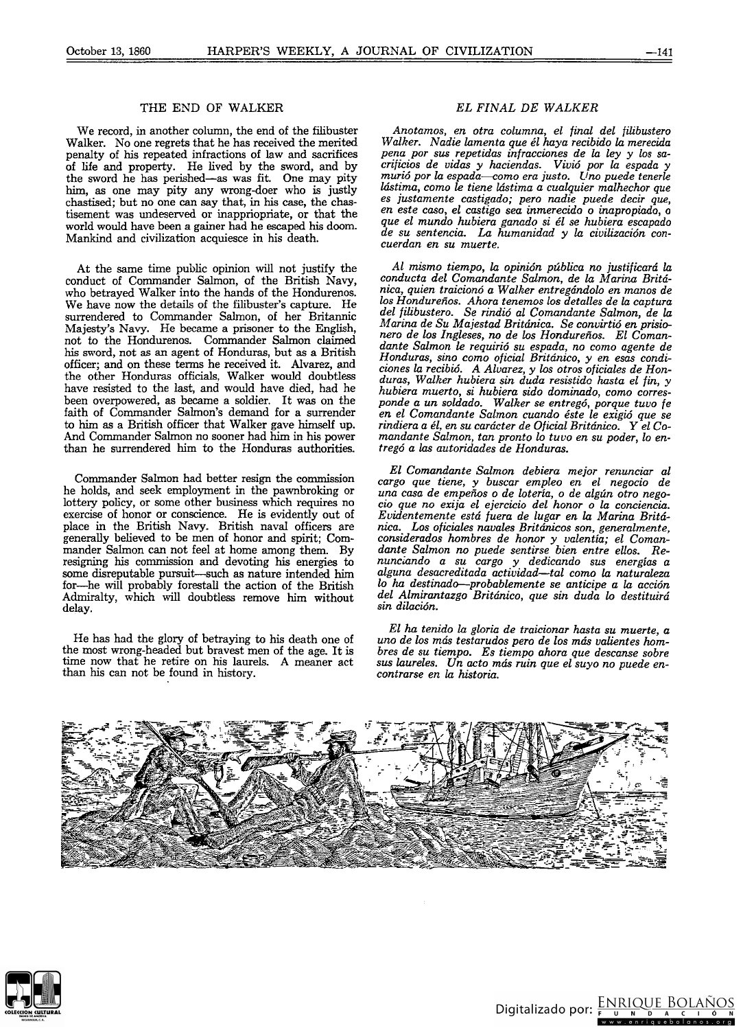## THE END OF WALKER

We record, in another column, the end of the filibuster Walker. No one regrets that he has received the merited penalty of his repeated infractions of law and sacrifices of life and property. He lived by the sword, and by the sword he has perished—as was fit. One may pity him, as one may pity any wrong-doer who is justly chastised; but no one can say that, in his case, the chastisement was undeserved or inappriopriate, or that the world would have been a gainer had he escaped his doom. Mankind and civilization acquiesce in his death.

At the same time public opinion will not justify the conduct of Commander Salmon, of the British Navy, who betrayed Walker into the hands of the Hondurenos. We have now the details of the filibuster's capture. He surrendered to Commander Salmon, of her Britannic Majesty's Navy. He became a prisoner to the English, not to the Hondurenos. Commander Salmon claimed his sword, not as an agent of Honduras, but as a British officer; and on these terms he received it. Alvarez, and the other Honduras officials, Walker would doubtless have resisted to the last, and would have died, had he been overpowered, as became a soldier. It was on the faith of Commander Salmon's demand for a surrender to him as a British officer that Walker gave himself up. And Commander Salmon no sooner had him in his power than he surrendered him to the Honduras authorities.

Commander Salmon had better resign the commission he holds, and seek employment in the pawnbroking or lottery policy, or some other business which requires no exercise of honor or conscience. He is evidently out of place in the British Navy. British naval officers are generally believed to be men of honor and spirit; Commander Salmon can not feel at home among them. By resigning his commission and devoting his energies to some disreputable pursuit—such as nature intended him for—he will probably forestall the action of the British Admiralty, which will doubtless remove him without delay.

He has had the glory of betraying to his death one of the most wrong-headed but bravest men of the age. It is time now that he retire on his laurels. A meaner act than his can not be found in history.

## *EL FINAL DE WALKER*

*Anotamos, en otra columna, el final del filibustero Walker. Nadie lamenta que él haya recibido la merecida pena por sus repetidas infracciones de la ley y los sacrificios de vidas y haciendas. Vivió por la espada y murió por la espada—como era justo. Uno puede tenerle lástima, como le tiene lástima a cualquier malhechor que es justamente castigado; pero nadie puede decir que, en este caso, el castigo sea inmerecido o inapropiado, o que el mundo hubiera ganado si él se hubiera escapado de su sentencia. La humanidad y la civilización concuerdan en su muerte.*

*Al mismo tiempo, la opinión pública no justificará la conducta del Comandante Salmon, de la Marina Británica, quien traicionó a Walker entregándolo en manos de los Hondureños. Ahora tenemos los detalles de la captura del filibustero. Se rindió al Comandante Salmon, de la Marina de Su Majestad Británica. Se convirtió en prisionero de los Ingleses, no de los Hondureños. El Comandante Salmon le requirió su espada, no como agente de Honduras, sino como oficial Británico, y en esas condiciones la recibió. A Alvarez, y los otros oficiales de Honduras, Walker hubiera sin duda resistido hasta el fin, y hubiera muerto, si hubiera sido dominado, como corresponde a un soldado. Walker se entregó, porque tuvo fe en el Comandante Salmon cuando éste le exigió que se rindiera a él, en su carácter de Oficial Británico. Y el Comandante Salmon, tan pronto lo tuvo en su poder, lo entregó a las autoridades de Honduras.*

*El Comandante Salmon debiera mejor renunciar al cargo que tiene, y buscar empleo en el negocio de una casa de empeños o de lotería, o de algún otro negocio que no exija el ejercicio del honor o la conciencia. Evidentemente está fuera de lugar en la Marina Británica. Los oficiales navales Británicos son, generalmente, considerados hombres de honor y valentía; el Comandante Salmon no puede sentirse bien entre ellos. Renunciando a su cargo y dedicando sus energías a alguna desacreditada actividad—tal como la naturaleza lo ha destinado—probablemente se anticipe a la acción del Almirantazgo Británico, que sin duda lo destituirá sin dilación.*

*El ha tenido la gloria de traicionar hasta su muerte, a uno de los más testarudos pero de los más valientes hombres de su tiempo. Es tiempo ahora que descanse sobre sus laureles. Un acto más ruin que el suyo no puede encontrarse en la historia.*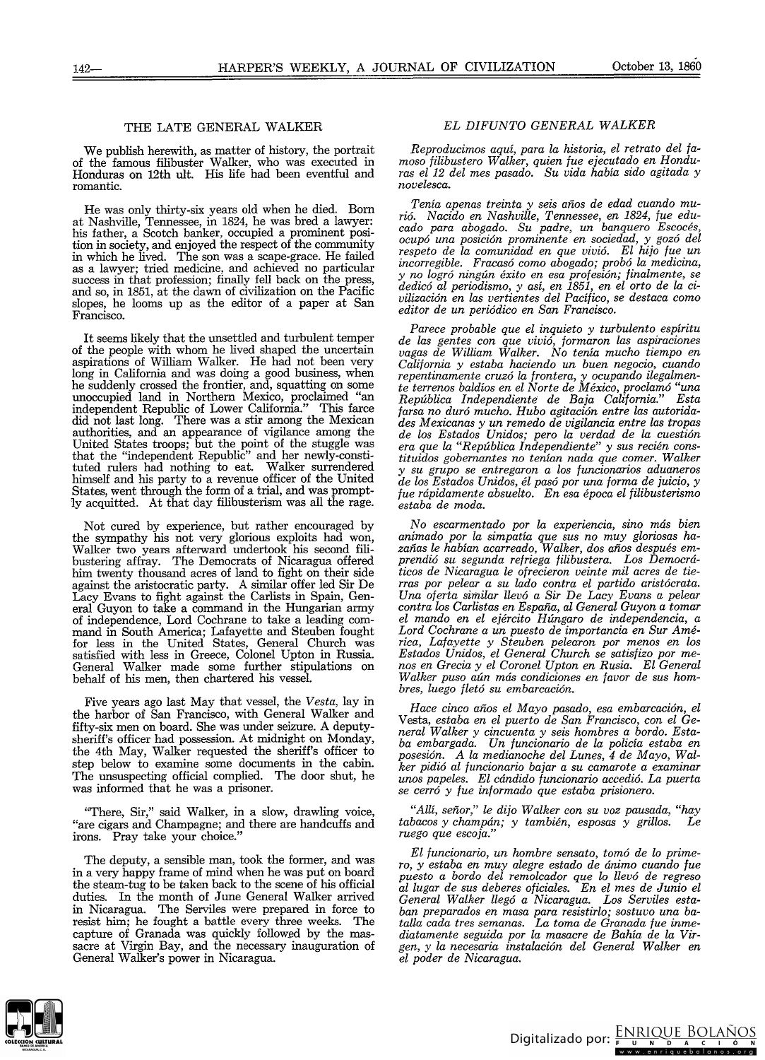## THE LATE GENERAL WALKER

We publish herewith, as matter of history, the portrait of the famous filibuster Walker, who was executed in Honduras on 12th ult. His life had been eventful and romantic.

He was only thirty-six years old when he died. Born at Nashville, Tennessee, in 1824, he was bred a lawyer: his father, a Scotch banker, occupied a prominent position in society, and enjoyed the respect of the community in which he lived. The son was a scape-grace. He failed as a lawyer; tried medicine, and achieved no particular success in that profession; finally fell back on the press, and so, in 1851, at the dawn of civilization on the Pacific slopes, he looms up as the editor of a paper at San Francisco.

It seems likely that the unsettled and turbulent temper of the people with whom he lived shaped the uncertain aspirations of William Walker. He had not been very long in California and was doing a good business, when he suddenly crossed the frontier, and, squatting on some unoccupied land in Northern Mexico, proclaimed "an independent Republic of Lower California." This farce did not last long. There was a stir among the Mexican authorities, and an appearance of vigilance among the United States troops; but the point of the struggle was that the "independent Republic" and her newly-constituted rulers had nothing to eat. Walker surrendered himself and his party to a revenue officer of the United States, went through the form of a trial, and was promptly acquitted. At that day filibusterism was all the rage.

Not cured by experience, but rather encouraged by the sympathy his not very glorious exploits had won, Walker two years afterward undertook his second filibustering affray. The Democrats of Nicaragua offered him twenty thousand acres of land to fight on their side against the aristocratic party. A similar offer led Sir De Lacy Evans to fight against the Carlists in Spain, General Guyon to take a command in the Hungarian army of independence, Lord Cochrane to take a leading command in South America; Lafayette and Steuben fought for less in the United States, General Church was satisfied with less in Greece, Colonel Upton in Russia. General Walker made some further stipulations on behalf of his men, then chartered his vessel.

Five years ago last May that vessel, the *Vesta*, lay in the harbor of San Francisco, with General Walker and fifty-six men on board. She was under seizure. A deputy-sheriff's officer had possession. At midnight on Monday, the 4th May, Walker requested the sheriff's officer to step below to examine some documents in the cabin. The unsuspecting official complied. The door shut, he was informed that he was a prisoner.

"There, Sir," said Walker, in a slow, drawling voice, "are cigars and Champagne; and there are handcuffs and irons. Pray take your choice."

The deputy, a sensible man, took the former, and was in a very happy frame of mind when he was put on board the steam-tug to be taken back to the scene of his official duties. In the month of June General Walker arrived in Nicaragua. The Serviles were prepared in force to resist him; he fought a battle every three weeks. The capture of Granada was quickly followed by the massacre at Virgin Bay, and the necessary inauguration of General Walker's power in Nicaragua.

## *EL DIFUNTO GENERAL WALKER*

*Reproducimos aquí, para la historia, el retrato del famoso filibustero Walker, quien fue ejecutado en Honduras el 12 del mes pasado. Su vida había sido agitada y novelesca.*

*Tenía apenas treinta y seis años de edad cuando murió. Nacido en Nashville, Tennessee, en 1824, fue educado para abogado. Su padre, un banquero Escocés, ocupó una posición prominente en sociedad, y gozó del respeto de la comunidad en que vivió. El hijo fue un incorregible. Fracasó como abogado; probó la medicina, y no logró ningún éxito en esa profesión; finalmente, se dedicó al periodismo, y así, en 1851, en el orto de la civilización en las vertientes del Pacífico, se destaca como editor de un periódico en San Francisco.*

*Parece probable que el inquieto y turbulento espíritu de las gentes con que vivió, formaron las aspiraciones vagas de William Walker. No tenía mucho tiempo en California y estaba haciendo un buen negocio, cuando repentinamente cruzó la frontera, y ocupando ilegalmente terrenos baldíos en el Norte de México, proclamó "una República Independiente de Baja California." Esta farsa no duró mucho. Hubo agitación entre las autoridades Mexicanas y un remedo de vigilancia entre las tropas de los Estados Unidos; pero la verdad de la cuestión era que la "República Independiente" y sus recién constituidos gobernantes no tenían nada que comer. Walker y su grupo se entregaron a los funcionarios aduaneros de los Estados Unidos, él pasó por una forma de juicio, y fue rápidamente absuelto. En esa época el filibusterismo estaba de moda.*

*No escarmentado por la experiencia, sino más bien animado por la simpatía que sus no muy gloriosas hazañas le habían acarreado, Walker, dos años después emprendió su segunda refriega filibustera. Los Demócratas de Nicaragua le ofrecieron veinte mil acres de tierras por pelear a su lado contra el partido aristócrata. Una oferta similar llevó a Sir De Lacy Evans a pelear contra los Carlistas en España, al General Guyon a tomar el mando en el ejército Húngaro de independencia, a Lord Cochrane a un puesto de importancia en Sur América, Lafayette y Steuben pelearon por menos en los Estados Unidos, el General Church se satisfizo por menos en Grecia y el Coronel Upton en Rusia. El General Walker puso aún más condiciones en favor de sus hombres, luego fletó su embarcación.*

*Hace cinco años el Mayo pasado, esa embarcación, el* Vesta, *estaba en el puerto de San Francisco, con el General Walker y cincuenta y seis hombres a bordo. Estaba embargada. Un funcionario de la policía estaba en posesión. A la medianoche del Lunes, 4 de Mayo, Walker pidió al funcionario bajar a su camarote a examinar unos papeles. El cándido funcionario accedió. La puerta se cerró y fue informado que estaba prisionero.*

*"Allí, señor," le dijo Walker con su voz pausada, "hay tabacos y champán; y también, esposas y grillos. Le ruego que escoja."*

*El funcionario, un hombre sensato, tomó de lo primero, y estaba en muy alegre estado de ánimo cuando fue puesto a bordo del remolcador que lo llevó de regreso al lugar de sus deberes oficiales. En el mes de Junio el General Walker llegó a Nicaragua. Los Serviles estaban preparados en masa para resistirlo; sostuvo una batalla cada tres semanas. La toma de Granada fue inmediatamente seguida por la masacre de Bahía de la Virgen, y la necesaria instalación del General Walker en el poder de Nicaragua.*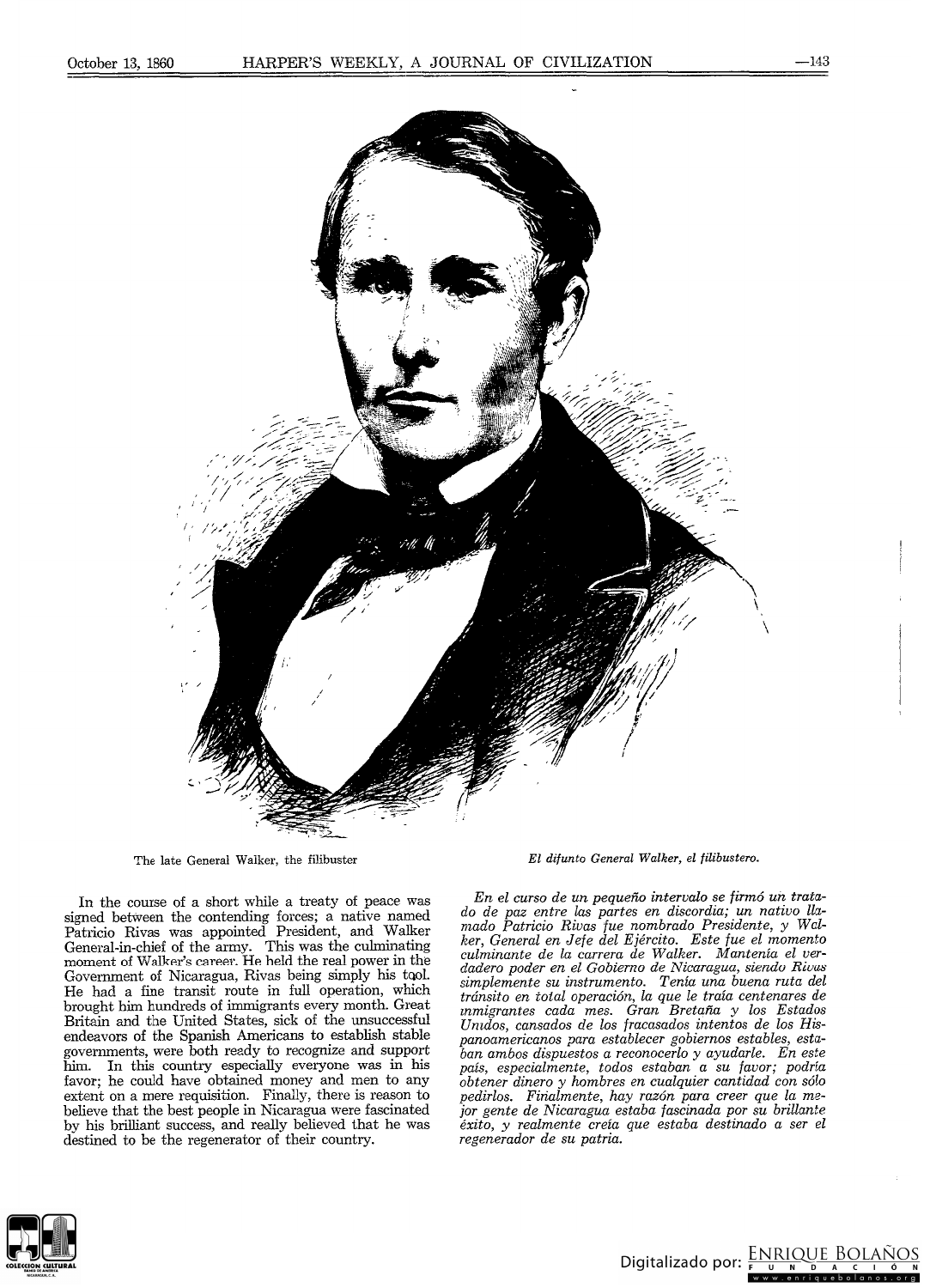The late General Walker, the filibuster

*El difunto General Walker, el filibustero.*

In the course of a short while a treaty of peace was signed between the contending forces; a native named Patricio Rivas was appointed President, and Walker General-in-chief of the army. This was the culminating moment of Walker's career. He held the real power in the Government of Nicaragua, Rivas being simply his tool. He had a fine transit route in full operation, which brought him hundreds of immigrants every month. Great Britain and the United States, sick of the unsuccessful endeavors of the Spanish Americans to establish stable governments, were both ready to recognize and support him. In this country especially everyone was in his favor; he could have obtained money and men to any extent on a mere requisition. Finally, there is reason to believe that the best people in Nicaragua were fascinated by his brilliant success, and really believed that he was destined to be the regenerator of their country.

*En el curso de un pequeño intervalo se firmó un tratado de paz entre las partes en discordia; un nativo llamado Patricio Rivas fue nombrado Presidente, y Walker, General en Jefe del Ejército. Este fue el momento culminante de la carrera de Walker. Mantenía el verdadero poder en el Gobierno de Nicaragua, siendo Rivas simplemente su instrumento. Tenía una buena ruta del tránsito en total operación, la que le traía centenares de inmigrantes cada mes. Gran Bretaña y los Estados Unidos, cansados de los fracasados intentos de los Hispanoamericanos para establecer gobiernos estables, estaban ambos dispuestos a reconocerlo y ayudarle. En este país, especialmente, todos estaban a su favor; podría obtener dinero y hombres en cualquier cantidad con sólo pedirlos. Finalmente, hay razón para creer que la mejor gente de Nicaragua estaba fascinada por su brillante éxito, y realmente creía que estaba destinado a ser el regenerador de su patria.*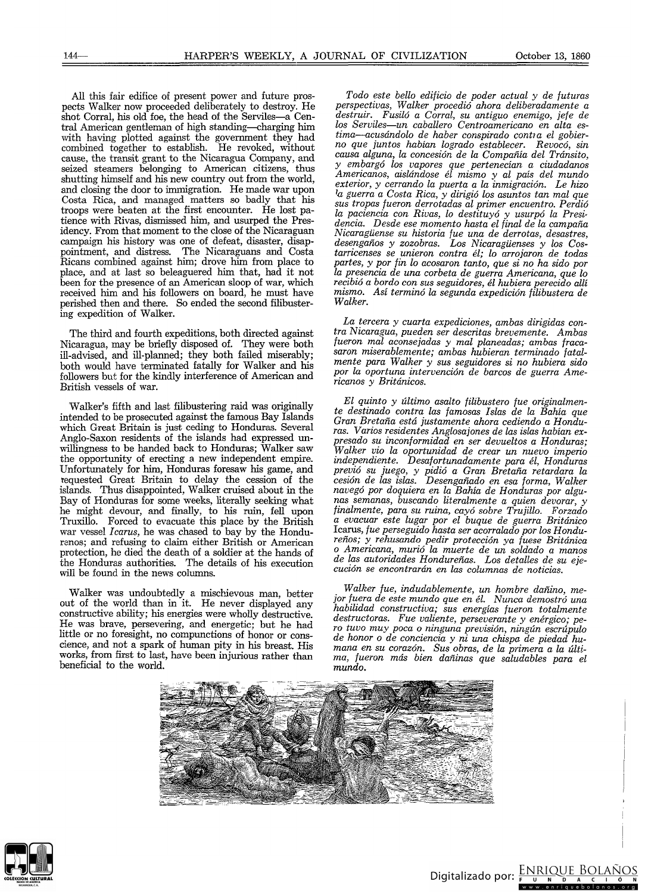All this fair edifice of present power and future prospects Walker now proceeded deliberately to destroy. He shot Corral, his old foe, the head of the Serviles—a Central American gentleman of high standing—charging him with having plotted against the government they had combined together to establish. He revoked, without cause, the transit grant to the Nicaragua Company, and seized steamers belonging to American citizens, thus shutting himself and his new country out from the world, and closing the door to immigration. He made war upon Costa Rica, and managed matters so badly that his troops were beaten at the first encounter. He lost patience with Rivas, dismissed him, and usurped the Presidency. From that moment to the close of the Nicaraguan campaign his history was one of defeat, disaster, disappointment, and distress. The Nicaraguans and Costa Ricans combined against him; drove him from place to place, and at last so beleaguered him that, had it not been for the presence of an American sloop of war, which received him and his followers on board, he must have perished then and there. So ended the second filibustering expedition of Walker.

The third and fourth expeditions, both directed against Nicaragua, may be briefly disposed of. They were both ill-advised, and ill-planned; they both failed miserably; both would have terminated fatally for Walker and his followers but for the kindly interference of American and British vessels of war.

Walker's fifth and last filibustering raid was originally intended to be prosecuted against the famous Bay Islands which Great Britain is just ceding to Honduras. Several Anglo-Saxon residents of the islands had expressed unwillingness to be handed back to Honduras; Walker saw the opportunity of erecting a new independent empire. Unfortunately for him, Honduras foresaw his game, and requested Great Britain to delay the cession of the islands. Thus disappointed, Walker cruised about in the Bay of Honduras for some weeks, literally seeking what he might devour, and finally, to his ruin, fell upon Truxillo. Forced to evacuate this place by the British war vessel *Icarus*, he was chased to bay by the Hondurenos; and refusing to claim either British or American protection, he died the death of a soldier at the hands of the Honduras authorities. The details of his execution will be found in the news columns.

Walker was undoubtedly a mischievous man, better out of the world than in it. He never displayed any constructive ability; his energies were wholly destructive. He was brave, persevering, and energetic; but he had little or no foresight, no compunctions of honor or conscience, and not a spark of human pity in his breast. His works, from first to last, have been injurious rather than beneficial to the world.

*Todo este bello edificio de poder actual y de futuras perspectivas, Walker procedió ahora deliberadamente a destruir. Fusiló a Corral, su antiguo enemigo, jefe de los Serviles—un caballero Centroamericano en alta estima—acusándolo de haber conspirado contra el gobierno que juntos habían logrado establecer. Revocó, sin causa alguna, la concesión de la Compañía del Tránsito, y embargó los vapores que pertenecían a ciudadanos Americanos, aislándose él mismo y al país del mundo exterior, y cerrando la puerta a la inmigración. Le hizo la guerra a Costa Rica, y dirigió los asuntos tan mal que sus tropas fueron derrotadas al primer encuentro. Perdió la paciencia con Rivas, lo destituyó y usurpó la Presidencia. Desde ese momento hasta el final de la campaña Nicaragüense su historia fue una de derrotas, desastres, desengaños y zozobras. Los Nicaragüenses y los Costarricenses se unieron contra él; lo arrojaron de todas partes, y por fin lo acosaron tanto, que si no ha sido por la presencia de una corbeta de guerra Americana, que lo recibió a bordo con sus seguidores, él hubiera perecido allí mismo. Así terminó la segunda expedición filibustera de Walker.*

*La tercera y cuarta expediciones, ambas dirigidas contra Nicaragua, pueden ser descritas brevemente. Ambas fueron mal aconsejadas y mal planeadas; ambas fracasaron miserablemente; ambas hubieran terminado fatalmente para Walker y sus seguidores si no hubiera sido por la oportuna intervención de barcos de guerra Americanos y Británicos.*

*El quinto y último asalto filibustero fue originalmente destinado contra las famosas Islas de la Bahía que Gran Bretaña está justamente ahora cediendo a Honduras. Varios residentes Anglosajones de las islas habían expresado su inconformidad en ser devueltos a Honduras; Walker vio la oportunidad de crear un nuevo imperio independiente. Desafortunadamente para él, Honduras previó su juego, y pidió a Gran Bretaña retardara la cesión de las islas. Desengañado en esa forma, Walker navegó por doquiera en la Bahía de Honduras por algunas semanas, buscando literalmente a quien devorar, y finalmente, para su ruina, cayó sobre Trujillo. Forzado a evacuar este lugar por el buque de guerra Británico* Icarus, *fue perseguido hasta ser acorralado por los Hondureños; y rehusando pedir protección ya fuese Británica o Americana, murió la muerte de un soldado a manos de las autoridades Hondureñas. Los detalles de su ejecución se encontrarán en las columnas de noticias.*

*Walker fue, indudablemente, un hombre dañino, mejor fuera de este mundo que en él. Nunca demostró una habilidad constructiva; sus energías fueron totalmente destructoras. Fue valiente, perseverante y enérgico; pero tuvo muy poca o ninguna previsión, ningún escrúpulo de honor o de conciencia y ni una chispa de piedad humana en su corazón. Sus obras, de la primera a la última, fueron más bien dañinas que saludables para el mundo.*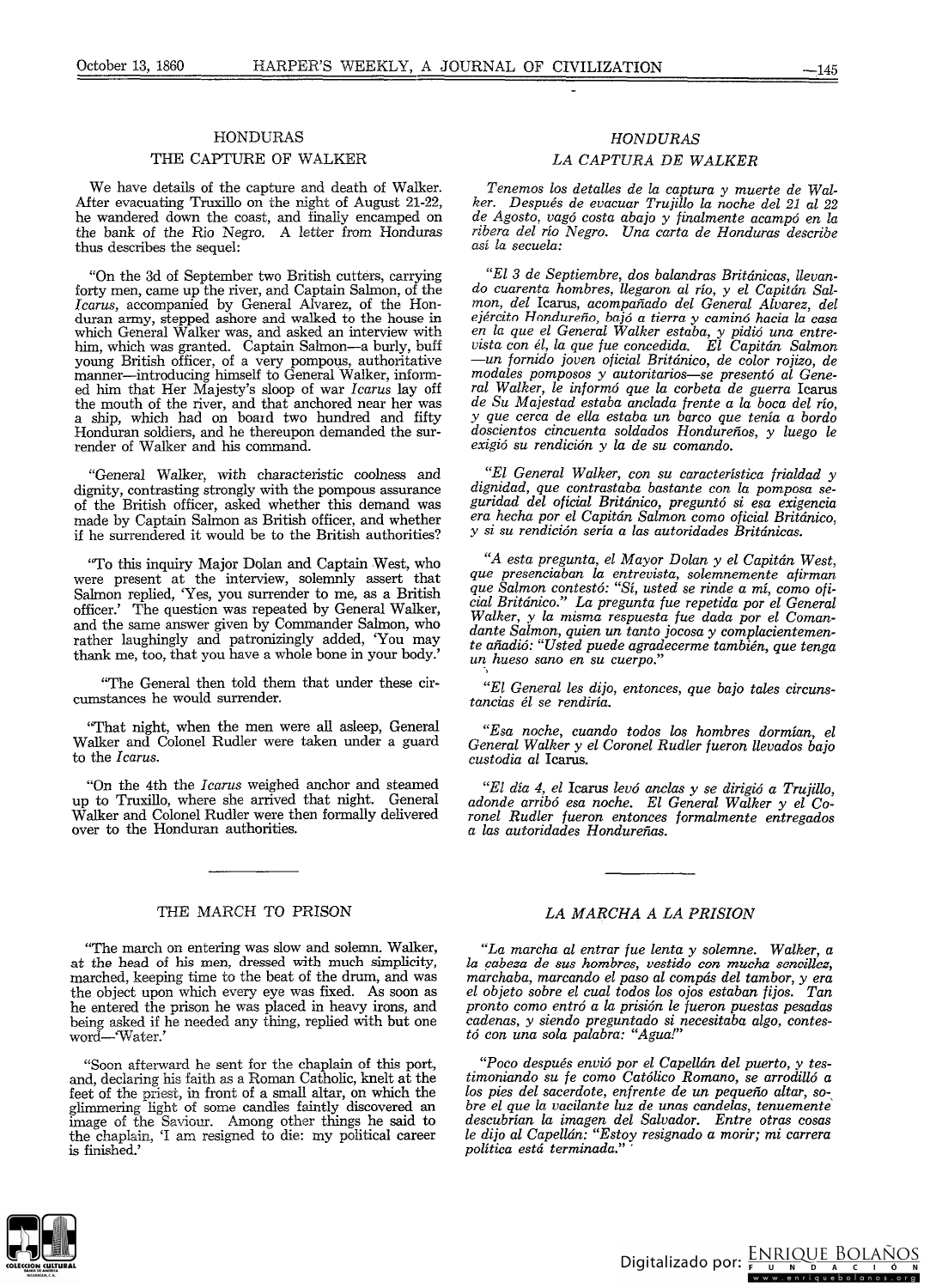## HONDURAS

### THE CAPTURE OF WALKER

We have details of the capture and death of Walker. After evacuating Truxillo on the night of August 21-22, he wandered down the coast, and finally encamped on the bank of the Rio Negro. A letter from Honduras thus describes the sequel:

"On the 3d of September two British cutters, carrying forty men, came up the river, and Captain Salmon, of the *Icarus*, accompanied by General Alvarez, of the Honduran army, stepped ashore and walked to the house in which General Walker was, and asked an interview with him, which was granted. Captain Salmon—a burly, buff young British officer, of a very pompous, authoritative manner—introducing himself to General Walker, informed him that Her Majesty's sloop of war *Icarus* lay off the mouth of the river, and that anchored near her was a ship, which had on board two hundred and fifty Honduran soldiers, and he thereupon demanded the surrender of Walker and his command.

"General Walker, with characteristic coolness and dignity, contrasting strongly with the pompous assurance of the British officer, asked whether this demand was made by Captain Salmon as British officer, and whether if he surrendered it would be to the British authorities?

"To this inquiry Major Dolan and Captain West, who were present at the interview, solemnly assert that Salmon replied, 'Yes, you surrender to me, as a British officer.' The question was repeated by General Walker, and the same answer given by Commander Salmon, who rather laughingly and patronizingly added, 'You may thank me, too, that you have a whole bone in your body.'

"The General then told them that under these circumstances he would surrender.

"That night, when the men were all asleep, General Walker and Colonel Rudler were taken under a guard to the *Icarus*.

"On the 4th the *Icarus* weighed anchor and steamed up to Truxillo, where she arrived that night. General Walker and Colonel Rudler were then formally delivered over to the Honduran authorities.

### THE MARCH TO PRISON

"The march on entering was slow and solemn. Walker, at the head of his men, dressed with much simplicity, marched, keeping time to the beat of the drum, and was the object upon which every eye was fixed. As soon as he entered the prison he was placed in heavy irons, and being asked if he needed any thing, replied with but one word—'Water.'

"Soon afterward he sent for the chaplain of this port, and, declaring his faith as a Roman Catholic, knelt at the feet of the priest, in front of a small altar, on which the glimmering light of some candles faintly discovered an image of the Saviour. Among other things he said to the chaplain, 'I am resigned to die: my political career is finished.'

## *HONDURAS*

### *LA CAPTURA DE WALKER*

*Tenemos los detalles de la captura y muerte de Walker. Después de evacuar Trujillo la noche del 21 al 22 de Agosto, vagó costa abajo y finalmente acampó en la ribera del río Negro. Una carta de Honduras describe así la secuela:*

*"El 3 de Septiembre, dos balandras Británicas, llevando cuarenta hombres, llegaron al río, y el Capitán Salmon, del* Icarus, *acompañado del General Alvarez, del ejército Hondureño, bajó a tierra y caminó hacia la casa en la que el General Walker estaba, y pidió una entrevista con él, la que fue concedida. El Capitán Salmon —un fornido joven oficial Británico, de color rojizo, de modales pomposos y autoritarios—se presentó al General Walker, le informó que la corbeta de guerra* Icarus *de Su Majestad estaba anclada frente a la boca del río, y que cerca de ella estaba un barco que tenía a bordo doscientos cincuenta soldados Hondureños, y luego le exigió su rendición y la de su comando.*

*"El General Walker, con su característica frialdad y dignidad, que contrastaba bastante con la pomposa seguridad del oficial Británico, preguntó si esa exigencia era hecha por el Capitán Salmon como oficial Británico, y si su rendición sería a las autoridades Británicas.*

*"A esta pregunta, el Mayor Dolan y el Capitán West, que presenciaban la entrevista, solemnemente afirman que Salmon contestó: "Sí, usted se rinde a mí, como oficial Británico." La pregunta fue repetida por el General Walker, y la misma respuesta fue dada por el Comandante Salmon, quien un tanto jocosa y complacientemente añadió: "Usted puede agradecerme también, que tenga un hueso sano en su cuerpo."*

*"El General les dijo, entonces, que bajo tales circunstancias él se rendiría.*

*"Esa noche, cuando todos los hombres dormían, el General Walker y el Coronel Rudler fueron llevados bajo custodia al* Icarus.

*"El día 4, el* Icarus *levó anclas y se dirigió a Trujillo, adonde arribó esa noche. El General Walker y el Coronel Rudler fueron entonces formalmente entregados a las autoridades Hondureñas.*

### *LA MARCHA A LA PRISION*

*"La marcha al entrar fue lenta y solemne. Walker, a la cabeza de sus hombres, vestido con mucha sencillez, marchaba, marcando el paso al compás del tambor, y era el objeto sobre el cual todos los ojos estaban fijos. Tan pronto como entró a la prisión le fueron puestas pesadas cadenas, y siendo preguntado si necesitaba algo, contestó con una sola palabra: "Agua!"*

*"Poco después envió por el Capellán del puerto, y testimoniando su fe como Católico Romano, se arrodilló a los pies del sacerdote, enfrente de un pequeño altar, sobre el que la vacilante luz de unas candelas, tenuemente descubrían la imagen del Salvador. Entre otras cosas le dijo al Capellán: "Estoy resignado a morir; mi carrera política está terminada."*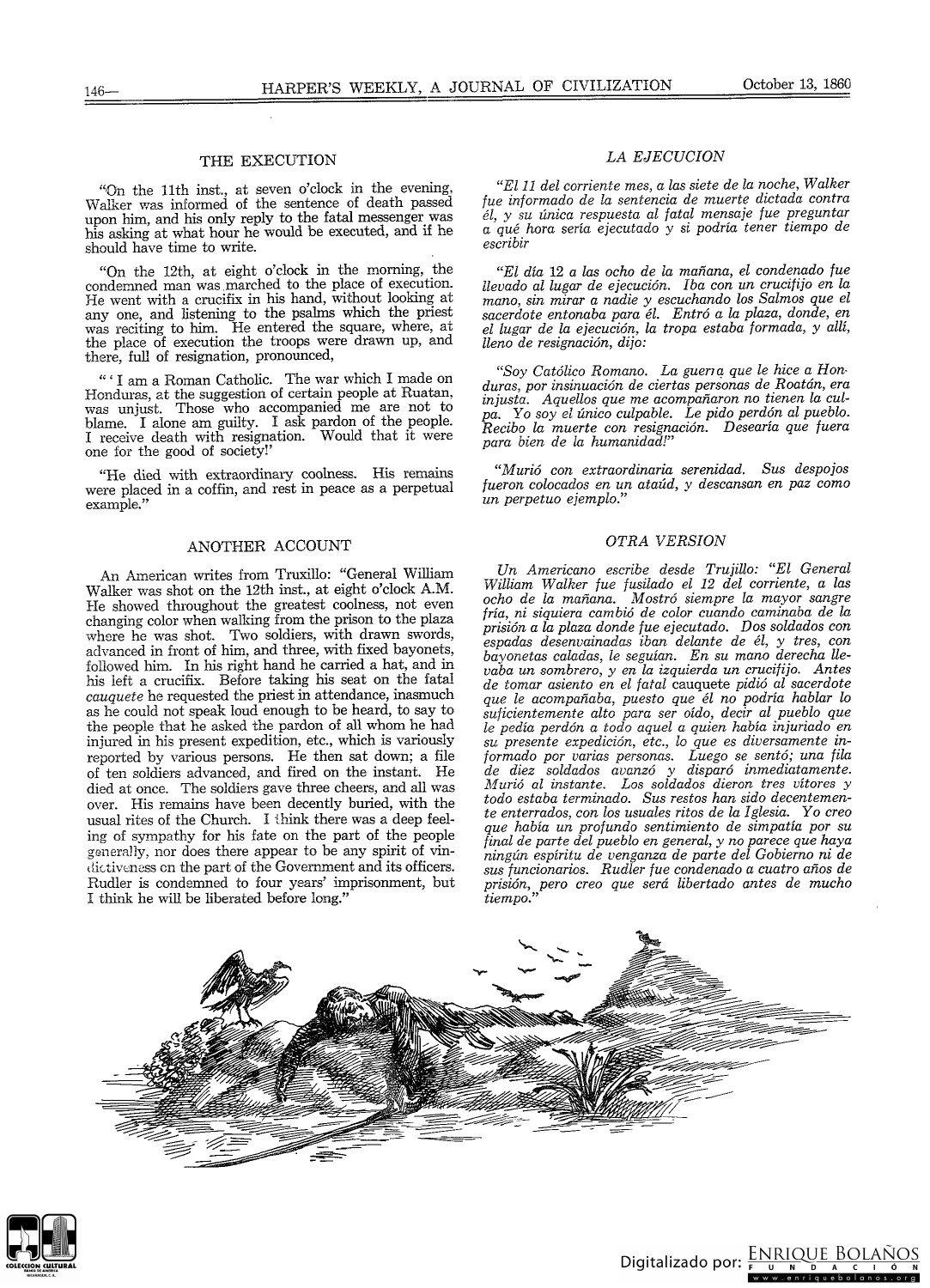## THE EXECUTION

"On the 11th inst., at seven o'clock in the evening, Walker was informed of the sentence of death passed upon him, and his only reply to the fatal messenger was his asking at what hour he would be executed, and if he should have time to write.

"On the 12th, at eight o'clock in the morning, the condemned man was marched to the place of execution. He went with a crucifix in his hand, without looking at any one, and listening to the psalms which the priest was reciting to him. He entered the square, where, at the place of execution the troops were drawn up, and there, full of resignation, pronounced,

"'I am a Roman Catholic. The war which I made on Honduras, at the suggestion of certain people at Ruatan, was unjust. Those who accompanied me are not to blame. I alone am guilty. I ask pardon of the people. I receive death with resignation. Would that it were one for the good of society!'

"He died with extraordinary coolness. His remains were placed in a coffin, and rest in peace as a perpetual example."

## ANOTHER ACCOUNT

An American writes from Truxillo: "General William Walker was shot on the 12th inst., at eight o'clock A.M. He showed throughout the greatest coolness, not even changing color when walking from the prison to the plaza where he was shot. Two soldiers, with drawn swords, advanced in front of him, and three, with fixed bayonets, followed him. In his right hand he carried a hat, and in his left a crucifix. Before taking his seat on the fatal *cauquete* he requested the priest in attendance, inasmuch as he could not speak loud enough to be heard, to say to the people that he asked the pardon of all whom he had injured in his present expedition, etc., which is variously reported by various persons. He then sat down; a file of ten soldiers advanced, and fired on the instant. He died at once. The soldiers gave three cheers, and all was over. His remains have been decently buried, with the usual rites of the Church. I think there was a deep feeling of sympathy for his fate on the part of the people generally, nor does there appear to be any spirit of vindictiveness on the part of the Government and its officers. Rudler is condemned to four years' imprisonment, but I think he will be liberated before long."

## *LA EJECUCION*

*"El 11 del corriente mes, a las siete de la noche, Walker fue informado de la sentencia de muerte dictada contra él, y su única respuesta al fatal mensaje fue preguntar a qué hora sería ejecutado y si podría tener tiempo de escribir*

*"El día 12 a las ocho de la mañana, el condenado fue llevado al lugar de ejecución. Iba con un crucifijo en la mano, sin mirar a nadie y escuchando los Salmos que el sacerdote entonaba para él. Entró a la plaza, donde, en el lugar de la ejecución, la tropa estaba formada, y allí, lleno de resignación, dijo:*

*"Soy Católico Romano. La guerra que le hice a Honduras, por insinuación de ciertas personas de Roatán, era injusta. Aquellos que me acompañaron no tienen la culpa. Yo soy el único culpable. Le pido perdón al pueblo. Recibo la muerte con resignación. Desearía que fuera para bien de la humanidad!"*

*"Murió con extraordinaria serenidad. Sus despojos fueron colocados en un ataúd, y descansan en paz como un perpetuo ejemplo."*

## *OTRA VERSION*

*Un Americano escribe desde Trujillo: "El General William Walker fue fusilado el 12 del corriente, a las ocho de la mañana. Mostró siempre la mayor sangre fría, ni siquiera cambió de color cuando caminaba de la prisión a la plaza donde fue ejecutado. Dos soldados con espadas desenvainadas iban delante de él, y tres, con bayonetas caladas, le seguían. En su mano derecha llevaba un sombrero, y en la izquierda un crucifijo. Antes de tomar asiento en el fatal* cauquete *pidió al sacerdote que le acompañaba, puesto que él no podría hablar lo suficientemente alto para ser oído, decir al pueblo que le pedía perdón a todo aquel a quien había injuriado en su presente expedición, etc., lo que es diversamente informado por varias personas. Luego se sentó; una fila de diez soldados avanzó y disparó inmediatamente. Murió al instante. Los soldados dieron tres vítores y todo estaba terminado. Sus restos han sido decentemente enterrados, con los usuales ritos de la Iglesia. Yo creo que había un profundo sentimiento de simpatía por su final de parte del pueblo en general, y no parece que haya ningún espíritu de venganza de parte del Gobierno ni de sus funcionarios. Rudler fue condenado a cuatro años de prisión, pero creo que será libertado antes de mucho tiempo."*